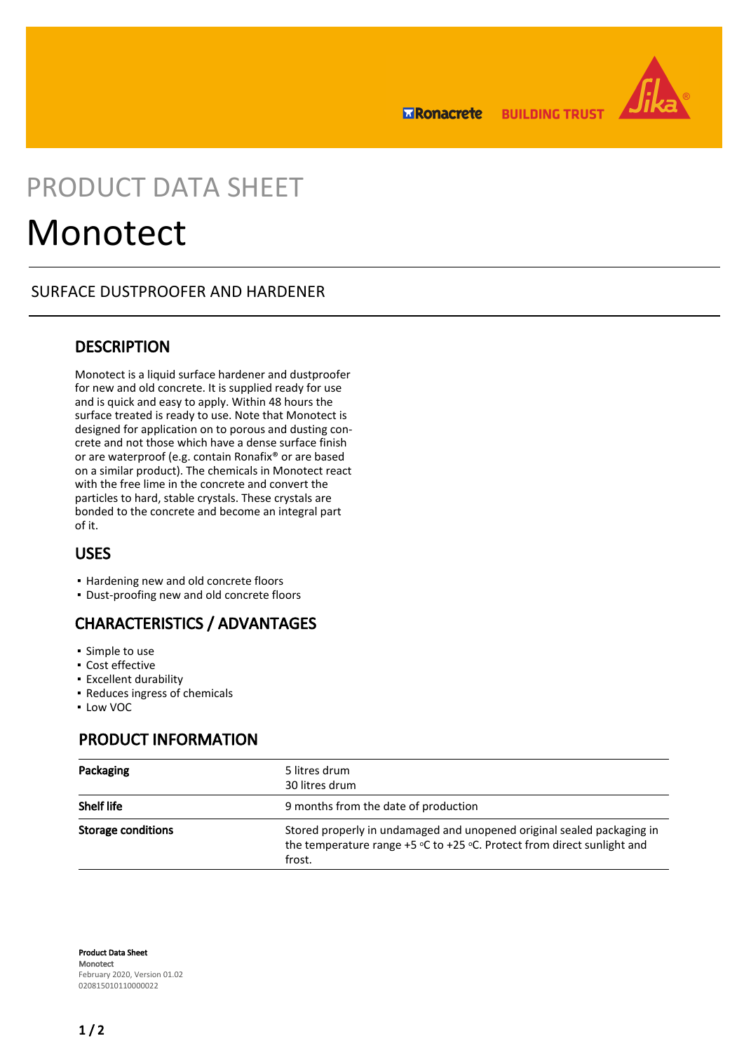# PRODUCT DATA SHEET

# Monotect

## SURFACE DUSTPROOFER AND HARDENER

## DESCRIPTION

Monotect is a liquid surface hardener and dustproofer for new and old concrete. It is supplied ready for use and is quick and easy to apply. Within 48 hours the surface treated is ready to use. Note that Monotect is designed for application on to porous and dusting concrete and not those which have a dense surface finish or are waterproof (e.g. contain Ronafix® or are based on a similar product). The chemicals in Monotect react with the free lime in the concrete and convert the particles to hard, stable crystals. These crystals are bonded to the concrete and become an integral part of it.

## USES

- Hardening new and old concrete floors
- Dust-proofing new and old concrete floors

## CHARACTERISTICS / ADVANTAGES

- Simple to use
- Cost effective
- Excellent durability
- Reduces ingress of chemicals
- Low VOC

## PRODUCT INFORMATION

| | |
|---|---|
| **Packaging** | 5 litres drum<br>30 litres drum |
| **Shelf life** | 9 months from the date of production |
| **Storage conditions** | Stored properly in undamaged and unopened original sealed packaging in the temperature range +5 °C to +25 °C. Protect from direct sunlight and frost. |

**Product Data Sheet**
Monotect
February 2020, Version 01.02
020815010110000022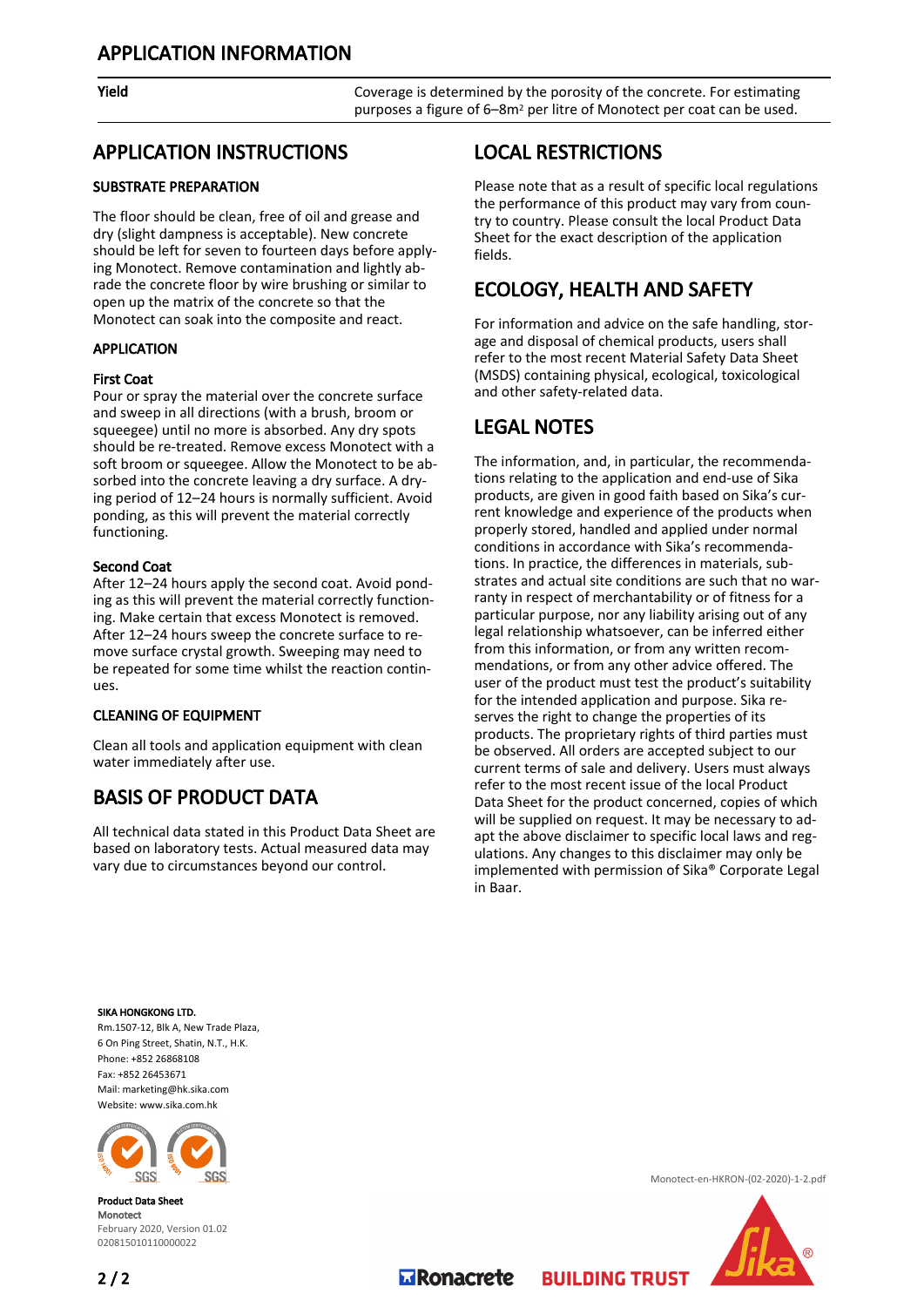# APPLICATION INFORMATION

| | |
|---|---|
| **Yield** | Coverage is determined by the porosity of the concrete. For estimating purposes a figure of 6–8m² per litre of Monotect per coat can be used. |

## APPLICATION INSTRUCTIONS

### SUBSTRATE PREPARATION

The floor should be clean, free of oil and grease and dry (slight dampness is acceptable). New concrete should be left for seven to fourteen days before applying Monotect. Remove contamination and lightly abrade the concrete floor by wire brushing or similar to open up the matrix of the concrete so that the Monotect can soak into the composite and react.

### APPLICATION

**First Coat**
Pour or spray the material over the concrete surface and sweep in all directions (with a brush, broom or squeegee) until no more is absorbed. Any dry spots should be re-treated. Remove excess Monotect with a soft broom or squeegee. Allow the Monotect to be absorbed into the concrete leaving a dry surface. A drying period of 12–24 hours is normally sufficient. Avoid ponding, as this will prevent the material correctly functioning.

**Second Coat**
After 12–24 hours apply the second coat. Avoid ponding as this will prevent the material correctly functioning. Make certain that excess Monotect is removed. After 12–24 hours sweep the concrete surface to remove surface crystal growth. Sweeping may need to be repeated for some time whilst the reaction continues.

### CLEANING OF EQUIPMENT

Clean all tools and application equipment with clean water immediately after use.

## BASIS OF PRODUCT DATA

All technical data stated in this Product Data Sheet are based on laboratory tests. Actual measured data may vary due to circumstances beyond our control.

## LOCAL RESTRICTIONS

Please note that as a result of specific local regulations the performance of this product may vary from country to country. Please consult the local Product Data Sheet for the exact description of the application fields.

## ECOLOGY, HEALTH AND SAFETY

For information and advice on the safe handling, storage and disposal of chemical products, users shall refer to the most recent Material Safety Data Sheet (MSDS) containing physical, ecological, toxicological and other safety-related data.

## LEGAL NOTES

The information, and, in particular, the recommendations relating to the application and end-use of Sika products, are given in good faith based on Sika's current knowledge and experience of the products when properly stored, handled and applied under normal conditions in accordance with Sika's recommendations. In practice, the differences in materials, substrates and actual site conditions are such that no warranty in respect of merchantability or of fitness for a particular purpose, nor any liability arising out of any legal relationship whatsoever, can be inferred either from this information, or from any written recommendations, or from any other advice offered. The user of the product must test the product's suitability for the intended application and purpose. Sika reserves the right to change the properties of its products. The proprietary rights of third parties must be observed. All orders are accepted subject to our current terms of sale and delivery. Users must always refer to the most recent issue of the local Product Data Sheet for the product concerned, copies of which will be supplied on request. It may be necessary to adapt the above disclaimer to specific local laws and regulations. Any changes to this disclaimer may only be implemented with permission of Sika® Corporate Legal in Baar.

**SIKA HONGKONG LTD.**
Rm.1507-12, Blk A, New Trade Plaza,
6 On Ping Street, Shatin, N.T., H.K.
Phone: +852 26868108
Fax: +852 26453671
Mail: marketing@hk.sika.com
Website: www.sika.com.hk

**Product Data Sheet**
**Monotect**
February 2020, Version 01.02
020815010110000022

Monotect-en-HKRON-(02-2020)-1-2.pdf